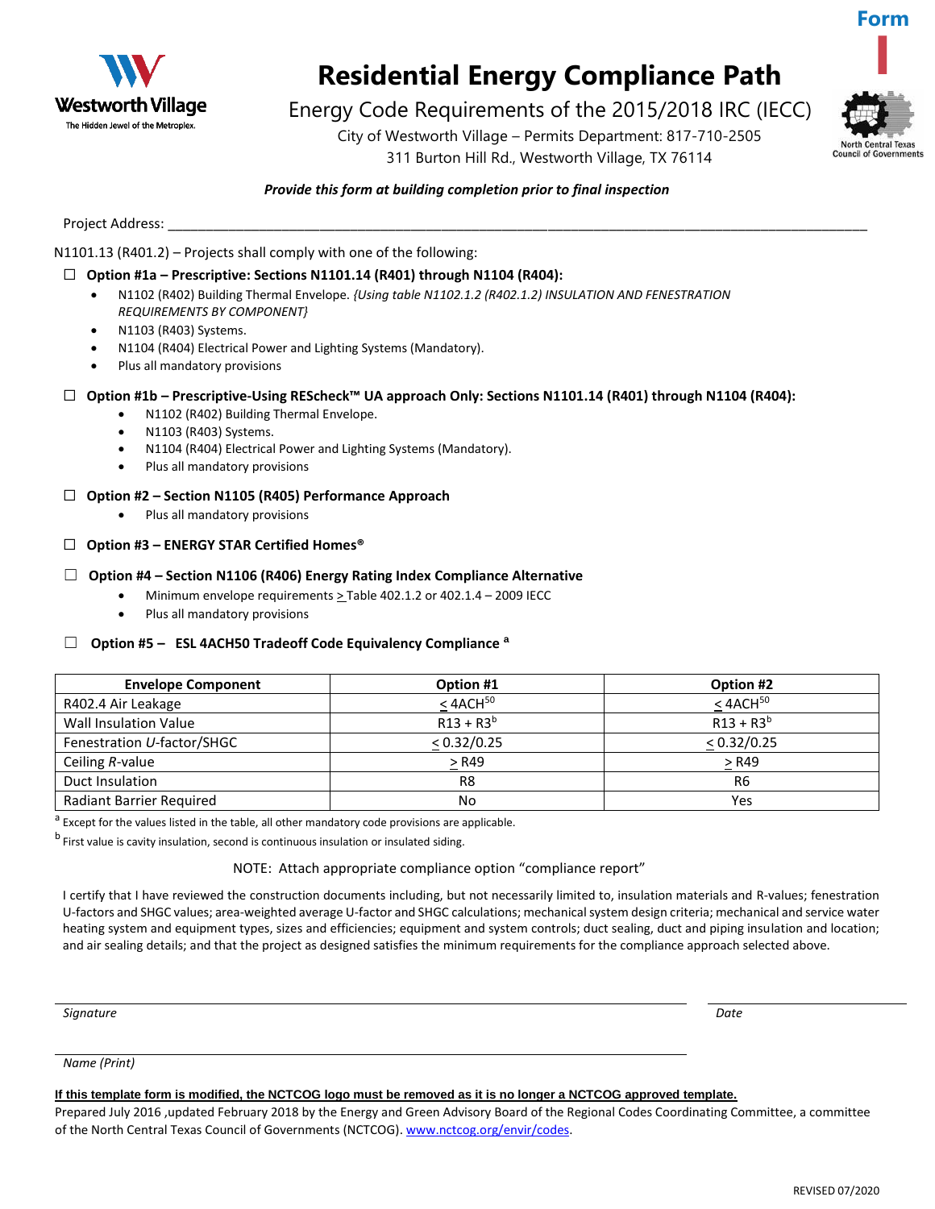Form I

Westworth Village
The Hidden Jewel of the Metroplex.

# Residential Energy Compliance Path

Energy Code Requirements of the 2015/2018 IRC (IECC)

City of Westworth Village – Permits Department: 817-710-2505
311 Burton Hill Rd., Westworth Village, TX 76114

North Central Texas Council of Governments

***Provide this form at building completion prior to final inspection***

Project Address: ______________________________________________________________________

N1101.13 (R401.2) – Projects shall comply with one of the following:

☐ **Option #1a – Prescriptive: Sections N1101.14 (R401) through N1104 (R404):**

- N1102 (R402) Building Thermal Envelope. *{Using table N1102.1.2 (R402.1.2) INSULATION AND FENESTRATION REQUIREMENTS BY COMPONENT}*
- N1103 (R403) Systems.
- N1104 (R404) Electrical Power and Lighting Systems (Mandatory).
- Plus all mandatory provisions

☐ **Option #1b – Prescriptive-Using REScheck™ UA approach Only: Sections N1101.14 (R401) through N1104 (R404):**

- N1102 (R402) Building Thermal Envelope.
- N1103 (R403) Systems.
- N1104 (R404) Electrical Power and Lighting Systems (Mandatory).
- Plus all mandatory provisions

☐ **Option #2 – Section N1105 (R405) Performance Approach**

- Plus all mandatory provisions

☐ **Option #3 – ENERGY STAR Certified Homes®**

☐ **Option #4 – Section N1106 (R406) Energy Rating Index Compliance Alternative**

- Minimum envelope requirements ≥ Table 402.1.2 or 402.1.4 – 2009 IECC
- Plus all mandatory provisions

☐ **Option #5 – ESL 4ACH50 Tradeoff Code Equivalency Compliance [a]**

| Envelope Component | Option #1 | Option #2 |
|---|---|---|
| R402.4 Air Leakage | ≤ 4ACH[50] | ≤ 4ACH[50] |
| Wall Insulation Value | R13 + R3[b] | R13 + R3[b] |
| Fenestration *U*-factor/SHGC | ≤ 0.32/0.25 | ≤ 0.32/0.25 |
| Ceiling *R*-value | ≥ R49 | ≥ R49 |
| Duct Insulation | R8 | R6 |
| Radiant Barrier Required | No | Yes |

[a] Except for the values listed in the table, all other mandatory code provisions are applicable.

[b] First value is cavity insulation, second is continuous insulation or insulated siding.

NOTE: Attach appropriate compliance option "compliance report"

I certify that I have reviewed the construction documents including, but not necessarily limited to, insulation materials and R-values; fenestration U-factors and SHGC values; area-weighted average U-factor and SHGC calculations; mechanical system design criteria; mechanical and service water heating system and equipment types, sizes and efficiencies; equipment and system controls; duct sealing, duct and piping insulation and location; and air sealing details; and that the project as designed satisfies the minimum requirements for the compliance approach selected above.

______________________________________________ ____________________
*Signature* *Date*

______________________________________________
*Name (Print)*

**If this template form is modified, the NCTCOG logo must be removed as it is no longer a NCTCOG approved template.**

Prepared July 2016 ,updated February 2018 by the Energy and Green Advisory Board of the Regional Codes Coordinating Committee, a committee of the North Central Texas Council of Governments (NCTCOG). www.nctcog.org/envir/codes.

REVISED 07/2020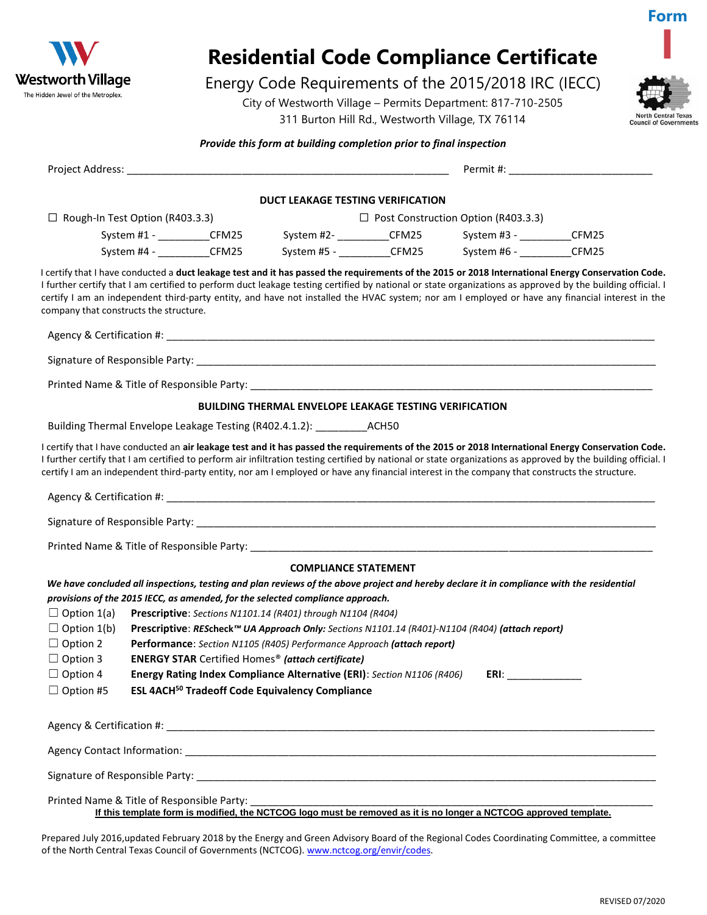Form I

Westworth Village
The Hidden Jewel of the Metroplex.

# Residential Code Compliance Certificate

Energy Code Requirements of the 2015/2018 IRC (IECC)

City of Westworth Village – Permits Department: 817-710-2505
311 Burton Hill Rd., Westworth Village, TX 76114

North Central Texas Council of Governments

***Provide this form at building completion prior to final inspection***

Project Address: ______________________________________________________ Permit #: ________________________

## DUCT LEAKAGE TESTING VERIFICATION

☐ Rough-In Test Option (R403.3.3) ☐ Post Construction Option (R403.3.3)

System #1 - _________CFM25 System #2- _________CFM25 System #3 - _________CFM25

System #4 - _________CFM25 System #5 - _________CFM25 System #6 - _________CFM25

I certify that I have conducted a **duct leakage test and it has passed the requirements of the 2015 or 2018 International Energy Conservation Code.** I further certify that I am certified to perform duct leakage testing certified by national or state organizations as approved by the building official. I certify I am an independent third-party entity, and have not installed the HVAC system; nor am I employed or have any financial interest in the company that constructs the structure.

Agency & Certification #: ____________________________________________________________________________________

Signature of Responsible Party: ________________________________________________________________________________

Printed Name & Title of Responsible Party: __________________________________________________________________________

## BUILDING THERMAL ENVELOPE LEAKAGE TESTING VERIFICATION

Building Thermal Envelope Leakage Testing (R402.4.1.2): _________ACH50

I certify that I have conducted an **air leakage test and it has passed the requirements of the 2015 or 2018 International Energy Conservation Code.** I further certify that I am certified to perform air infiltration testing certified by national or state organizations as approved by the building official. I certify I am an independent third-party entity, nor am I employed or have any financial interest in the company that constructs the structure.

Agency & Certification #: ____________________________________________________________________________________

Signature of Responsible Party: ________________________________________________________________________________

Printed Name & Title of Responsible Party: __________________________________________________________________________

## COMPLIANCE STATEMENT

***We have concluded all inspections, testing and plan reviews of the above project and hereby declare it in compliance with the residential provisions of the 2015 IECC, as amended, for the selected compliance approach.***

- ☐ Option 1(a) **Prescriptive**: *Sections N1101.14 (R401) through N1104 (R404)*
- ☐ Option 1(b) **Prescriptive**: ***REScheck™ UA Approach Only:*** *Sections N1101.14 (R401)-N1104 (R404)* ***(attach report)***
- ☐ Option 2 **Performance**: *Section N1105 (R405) Performance Approach* ***(attach report)***
- ☐ Option 3 **ENERGY STAR** Certified Homes® ***(attach certificate)***
- ☐ Option 4 **Energy Rating Index Compliance Alternative (ERI)**: *Section N1106 (R406)* **ERI**: _____________
- ☐ Option #5 **ESL 4ACH[50] Tradeoff Code Equivalency Compliance**

Agency & Certification #: ____________________________________________________________________________________

Agency Contact Information: __________________________________________________________________________________

Signature of Responsible Party: ________________________________________________________________________________

Printed Name & Title of Responsible Party: __________________________________________________________________________

**If this template form is modified, the NCTCOG logo must be removed as it is no longer a NCTCOG approved template.**

Prepared July 2016,updated February 2018 by the Energy and Green Advisory Board of the Regional Codes Coordinating Committee, a committee of the North Central Texas Council of Governments (NCTCOG). www.nctcog.org/envir/codes.

REVISED 07/2020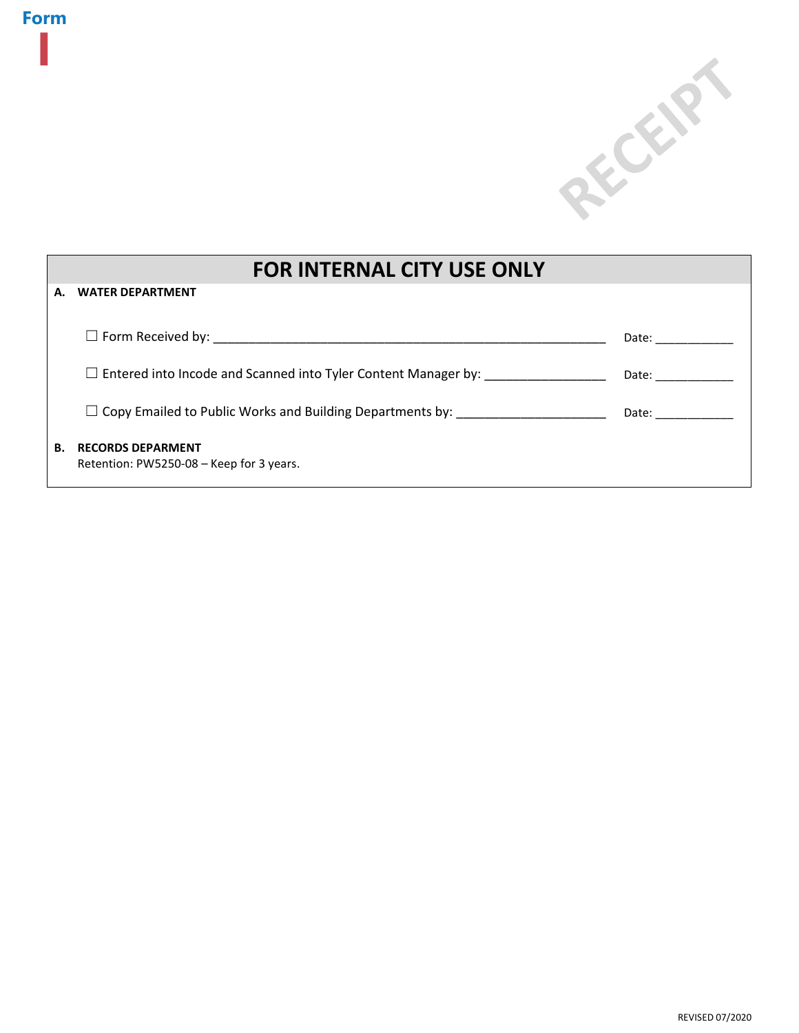Form

RECEIPT

## FOR INTERNAL CITY USE ONLY

**A. WATER DEPARTMENT**

☐ Form Received by: _______________________________________________ Date: __________

☐ Entered into Incode and Scanned into Tyler Content Manager by: _______________ Date: __________

☐ Copy Emailed to Public Works and Building Departments by: ___________________ Date: __________

**B. RECORDS DEPARMENT**

Retention: PW5250-08 – Keep for 3 years.

REVISED 07/2020